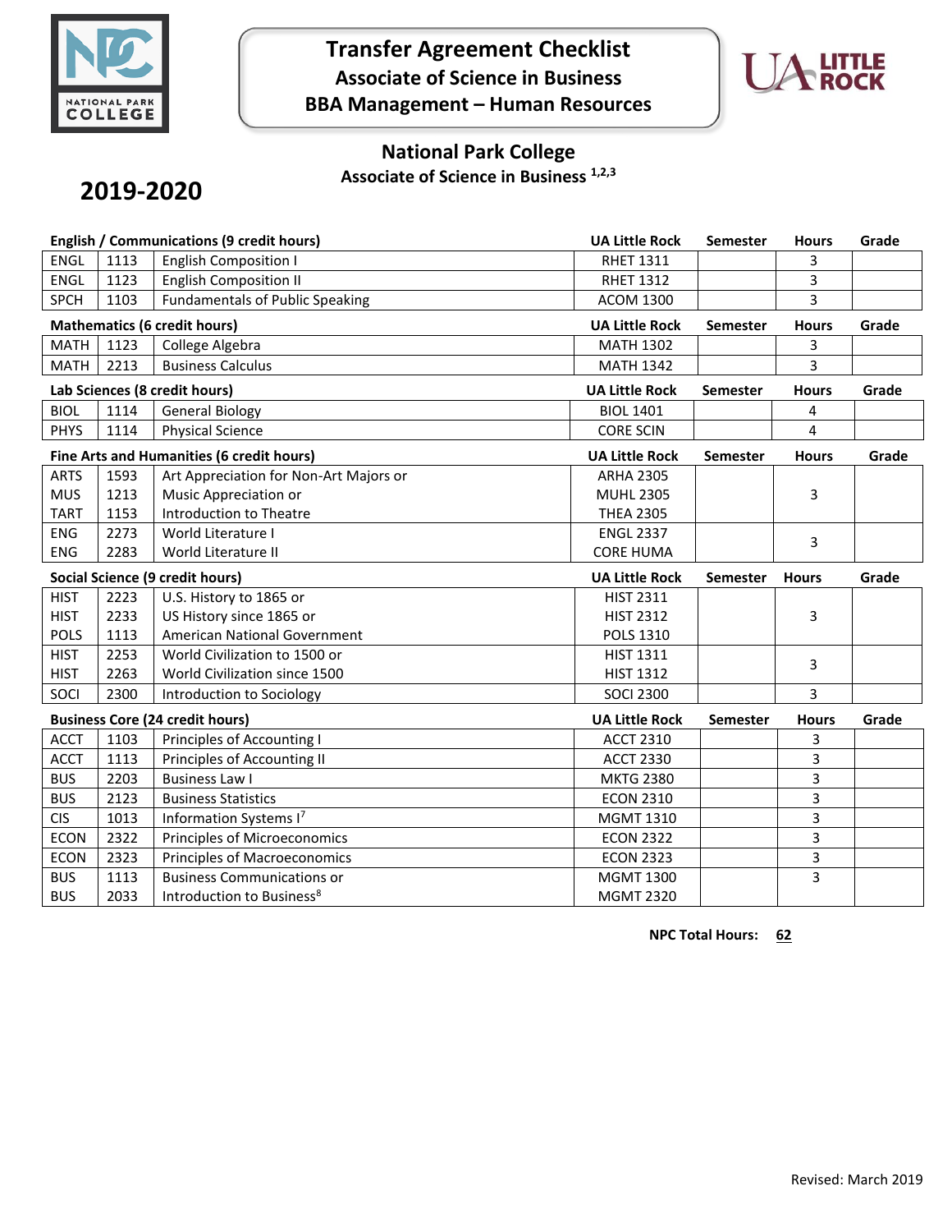# Transfer Agreement Checklist
## Associate of Science in Business
## BBA Management – Human Resources

## National Park College
### Associate of Science in Business [1,2,3]

## 2019-2020

| English / Communications (9 credit hours) | | | UA Little Rock | Semester | Hours | Grade |
|---|---|---|---|---|---|---|
| ENGL | 1113 | English Composition I | RHET 1311 | | 3 | |
| ENGL | 1123 | English Composition II | RHET 1312 | | 3 | |
| SPCH | 1103 | Fundamentals of Public Speaking | ACOM 1300 | | 3 | |

| Mathematics (6 credit hours) | | | UA Little Rock | Semester | Hours | Grade |
|---|---|---|---|---|---|---|
| MATH | 1123 | College Algebra | MATH 1302 | | 3 | |
| MATH | 2213 | Business Calculus | MATH 1342 | | 3 | |

| Lab Sciences (8 credit hours) | | | UA Little Rock | Semester | Hours | Grade |
|---|---|---|---|---|---|---|
| BIOL | 1114 | General Biology | BIOL 1401 | | 4 | |
| PHYS | 1114 | Physical Science | CORE SCIN | | 4 | |

| Fine Arts and Humanities (6 credit hours) | | | UA Little Rock | Semester | Hours | Grade |
|---|---|---|---|---|---|---|
| ARTS | 1593 | Art Appreciation for Non-Art Majors or | ARHA 2305 | | | |
| MUS | 1213 | Music Appreciation or | MUHL 2305 | | 3 | |
| TART | 1153 | Introduction to Theatre | THEA 2305 | | | |
| ENG | 2273 | World Literature I | ENGL 2337 | | 3 | |
| ENG | 2283 | World Literature II | CORE HUMA | | | |

| Social Science (9 credit hours) | | | UA Little Rock | Semester | Hours | Grade |
|---|---|---|---|---|---|---|
| HIST | 2223 | U.S. History to 1865 or | HIST 2311 | | | |
| HIST | 2233 | US History since 1865 or | HIST 2312 | | 3 | |
| POLS | 1113 | American National Government | POLS 1310 | | | |
| HIST | 2253 | World Civilization to 1500 or | HIST 1311 | | 3 | |
| HIST | 2263 | World Civilization since 1500 | HIST 1312 | | | |
| SOCI | 2300 | Introduction to Sociology | SOCI 2300 | | 3 | |

| Business Core (24 credit hours) | | | UA Little Rock | Semester | Hours | Grade |
|---|---|---|---|---|---|---|
| ACCT | 1103 | Principles of Accounting I | ACCT 2310 | | 3 | |
| ACCT | 1113 | Principles of Accounting II | ACCT 2330 | | 3 | |
| BUS | 2203 | Business Law I | MKTG 2380 | | 3 | |
| BUS | 2123 | Business Statistics | ECON 2310 | | 3 | |
| CIS | 1013 | Information Systems I[7] | MGMT 1310 | | 3 | |
| ECON | 2322 | Principles of Microeconomics | ECON 2322 | | 3 | |
| ECON | 2323 | Principles of Macroeconomics | ECON 2323 | | 3 | |
| BUS | 1113 | Business Communications or | MGMT 1300 | | 3 | |
| BUS | 2033 | Introduction to Business[8] | MGMT 2320 | | | |

**NPC Total Hours: 62**

Revised: March 2019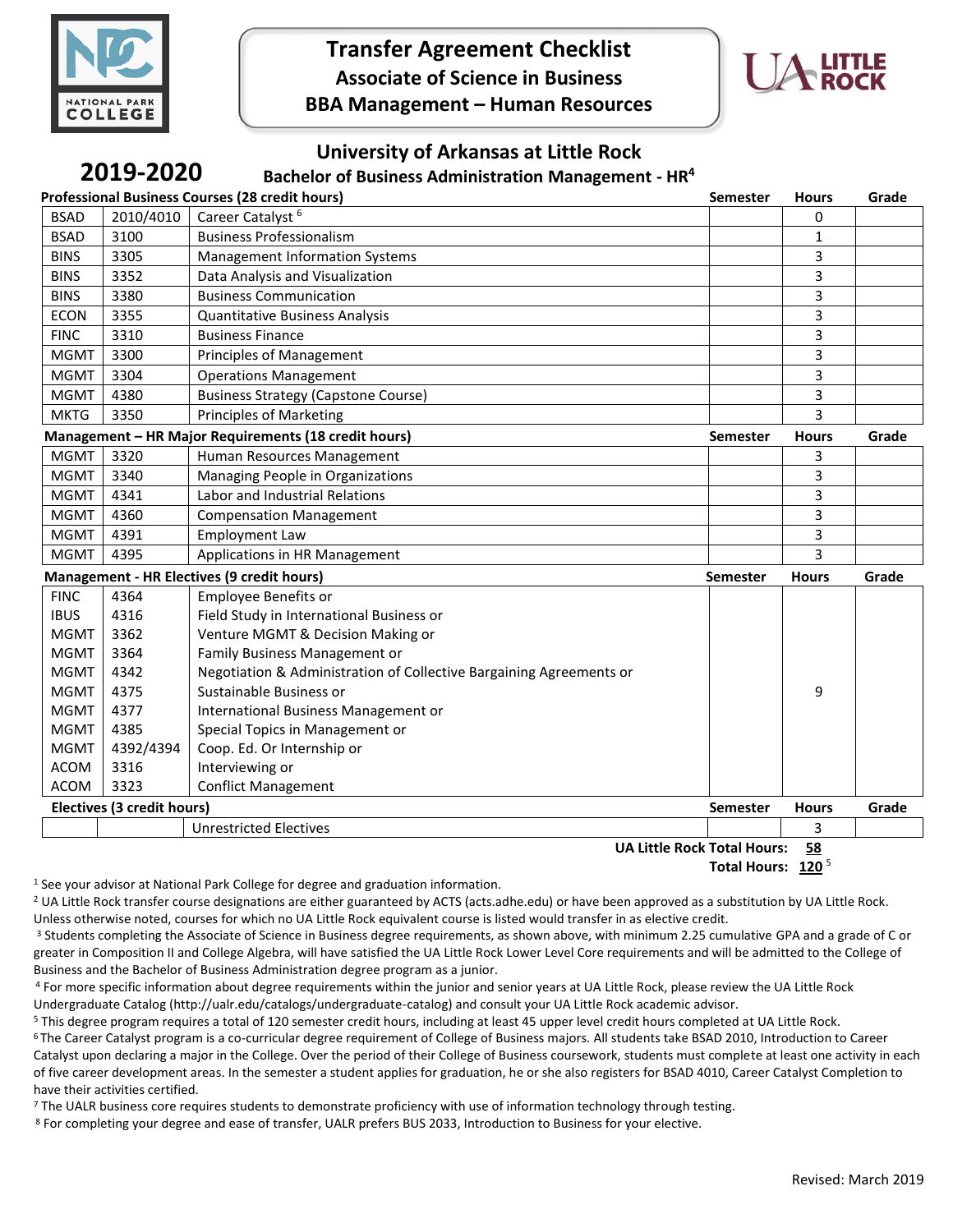# Transfer Agreement Checklist

## Associate of Science in Business

## BBA Management – Human Resources

## University of Arkansas at Little Rock

**2019-2020**

**Bachelor of Business Administration Management - HR[4]**

| Professional Business Courses (28 credit hours) | | | Semester | Hours | Grade |
|---|---|---|---|---|---|
| BSAD | 2010/4010 | Career Catalyst [6] | | 0 | |
| BSAD | 3100 | Business Professionalism | | 1 | |
| BINS | 3305 | Management Information Systems | | 3 | |
| BINS | 3352 | Data Analysis and Visualization | | 3 | |
| BINS | 3380 | Business Communication | | 3 | |
| ECON | 3355 | Quantitative Business Analysis | | 3 | |
| FINC | 3310 | Business Finance | | 3 | |
| MGMT | 3300 | Principles of Management | | 3 | |
| MGMT | 3304 | Operations Management | | 3 | |
| MGMT | 4380 | Business Strategy (Capstone Course) | | 3 | |
| MKTG | 3350 | Principles of Marketing | | 3 | |

| Management – HR Major Requirements (18 credit hours) | | | Semester | Hours | Grade |
|---|---|---|---|---|---|
| MGMT | 3320 | Human Resources Management | | 3 | |
| MGMT | 3340 | Managing People in Organizations | | 3 | |
| MGMT | 4341 | Labor and Industrial Relations | | 3 | |
| MGMT | 4360 | Compensation Management | | 3 | |
| MGMT | 4391 | Employment Law | | 3 | |
| MGMT | 4395 | Applications in HR Management | | 3 | |

| Management - HR Electives (9 credit hours) | | | Semester | Hours | Grade |
|---|---|---|---|---|---|
| FINC | 4364 | Employee Benefits or | | | |
| IBUS | 4316 | Field Study in International Business or | | | |
| MGMT | 3362 | Venture MGMT & Decision Making or | | | |
| MGMT | 3364 | Family Business Management or | | | |
| MGMT | 4342 | Negotiation & Administration of Collective Bargaining Agreements or | | | |
| MGMT | 4375 | Sustainable Business or | | 9 | |
| MGMT | 4377 | International Business Management or | | | |
| MGMT | 4385 | Special Topics in Management or | | | |
| MGMT | 4392/4394 | Coop. Ed. Or Internship or | | | |
| ACOM | 3316 | Interviewing or | | | |
| ACOM | 3323 | Conflict Management | | | |

| Electives (3 credit hours) | | | Semester | Hours | Grade |
|---|---|---|---|---|---|
| | | Unrestricted Electives | | 3 | |

**UA Little Rock Total Hours: 58**

**Total Hours: 120** [5]

[1] See your advisor at National Park College for degree and graduation information.

[2] UA Little Rock transfer course designations are either guaranteed by ACTS (acts.adhe.edu) or have been approved as a substitution by UA Little Rock. Unless otherwise noted, courses for which no UA Little Rock equivalent course is listed would transfer in as elective credit.

[3] Students completing the Associate of Science in Business degree requirements, as shown above, with minimum 2.25 cumulative GPA and a grade of C or greater in Composition II and College Algebra, will have satisfied the UA Little Rock Lower Level Core requirements and will be admitted to the College of Business and the Bachelor of Business Administration degree program as a junior.

[4] For more specific information about degree requirements within the junior and senior years at UA Little Rock, please review the UA Little Rock Undergraduate Catalog (http://ualr.edu/catalogs/undergraduate-catalog) and consult your UA Little Rock academic advisor.

[5] This degree program requires a total of 120 semester credit hours, including at least 45 upper level credit hours completed at UA Little Rock.

[6] The Career Catalyst program is a co-curricular degree requirement of College of Business majors. All students take BSAD 2010, Introduction to Career Catalyst upon declaring a major in the College. Over the period of their College of Business coursework, students must complete at least one activity in each of five career development areas. In the semester a student applies for graduation, he or she also registers for BSAD 4010, Career Catalyst Completion to have their activities certified.

[7] The UALR business core requires students to demonstrate proficiency with use of information technology through testing.

[8] For completing your degree and ease of transfer, UALR prefers BUS 2033, Introduction to Business for your elective.

Revised: March 2019